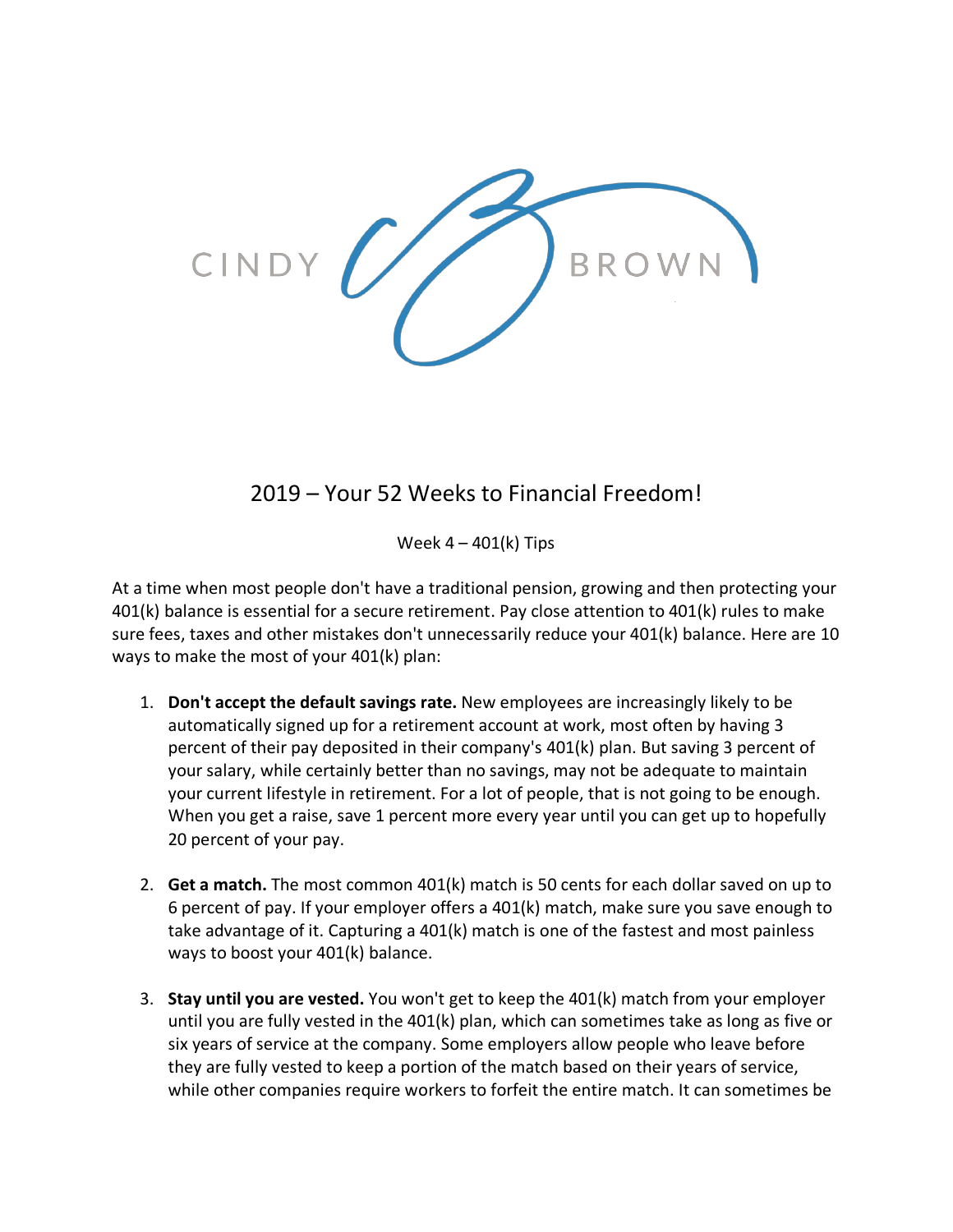CINDY BROWN

## 2019 – Your 52 Weeks to Financial Freedom!

Week 4 – 401(k) Tips

At a time when most people don't have a traditional pension, growing and then protecting your 401(k) balance is essential for a secure retirement. Pay close attention to 401(k) rules to make sure fees, taxes and other mistakes don't unnecessarily reduce your 401(k) balance. Here are 10 ways to make the most of your 401(k) plan:

1. **Don't accept the default savings rate.** New employees are increasingly likely to be automatically signed up for a retirement account at work, most often by having 3 percent of their pay deposited in their company's 401(k) plan. But saving 3 percent of your salary, while certainly better than no savings, may not be adequate to maintain your current lifestyle in retirement. For a lot of people, that is not going to be enough. When you get a raise, save 1 percent more every year until you can get up to hopefully 20 percent of your pay.

2. **Get a match.** The most common 401(k) match is 50 cents for each dollar saved on up to 6 percent of pay. If your employer offers a 401(k) match, make sure you save enough to take advantage of it. Capturing a 401(k) match is one of the fastest and most painless ways to boost your 401(k) balance.

3. **Stay until you are vested.** You won't get to keep the 401(k) match from your employer until you are fully vested in the 401(k) plan, which can sometimes take as long as five or six years of service at the company. Some employers allow people who leave before they are fully vested to keep a portion of the match based on their years of service, while other companies require workers to forfeit the entire match. It can sometimes be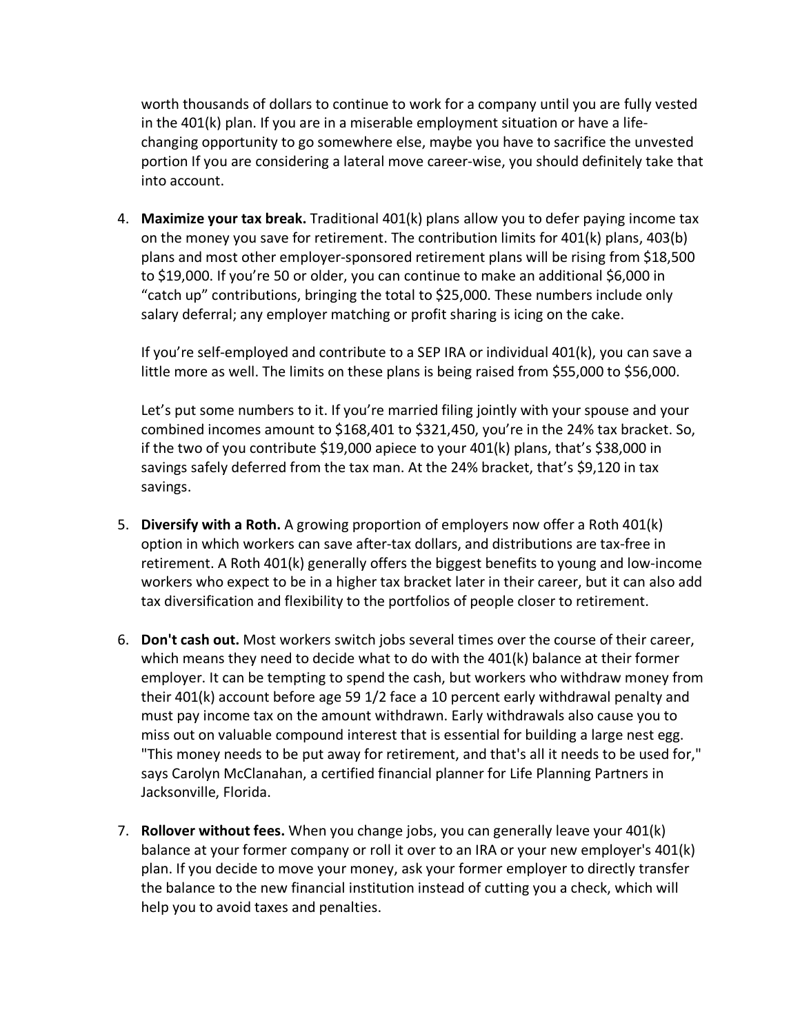worth thousands of dollars to continue to work for a company until you are fully vested in the 401(k) plan. If you are in a miserable employment situation or have a life-changing opportunity to go somewhere else, maybe you have to sacrifice the unvested portion If you are considering a lateral move career-wise, you should definitely take that into account.

4. **Maximize your tax break.** Traditional 401(k) plans allow you to defer paying income tax on the money you save for retirement. The contribution limits for 401(k) plans, 403(b) plans and most other employer-sponsored retirement plans will be rising from $18,500 to $19,000. If you're 50 or older, you can continue to make an additional $6,000 in "catch up" contributions, bringing the total to $25,000. These numbers include only salary deferral; any employer matching or profit sharing is icing on the cake.

   If you're self-employed and contribute to a SEP IRA or individual 401(k), you can save a little more as well. The limits on these plans is being raised from $55,000 to $56,000.

   Let's put some numbers to it. If you're married filing jointly with your spouse and your combined incomes amount to $168,401 to $321,450, you're in the 24% tax bracket. So, if the two of you contribute $19,000 apiece to your 401(k) plans, that's $38,000 in savings safely deferred from the tax man. At the 24% bracket, that's $9,120 in tax savings.

5. **Diversify with a Roth.** A growing proportion of employers now offer a Roth 401(k) option in which workers can save after-tax dollars, and distributions are tax-free in retirement. A Roth 401(k) generally offers the biggest benefits to young and low-income workers who expect to be in a higher tax bracket later in their career, but it can also add tax diversification and flexibility to the portfolios of people closer to retirement.

6. **Don't cash out.** Most workers switch jobs several times over the course of their career, which means they need to decide what to do with the 401(k) balance at their former employer. It can be tempting to spend the cash, but workers who withdraw money from their 401(k) account before age 59 1/2 face a 10 percent early withdrawal penalty and must pay income tax on the amount withdrawn. Early withdrawals also cause you to miss out on valuable compound interest that is essential for building a large nest egg. "This money needs to be put away for retirement, and that's all it needs to be used for," says Carolyn McClanahan, a certified financial planner for Life Planning Partners in Jacksonville, Florida.

7. **Rollover without fees.** When you change jobs, you can generally leave your 401(k) balance at your former company or roll it over to an IRA or your new employer's 401(k) plan. If you decide to move your money, ask your former employer to directly transfer the balance to the new financial institution instead of cutting you a check, which will help you to avoid taxes and penalties.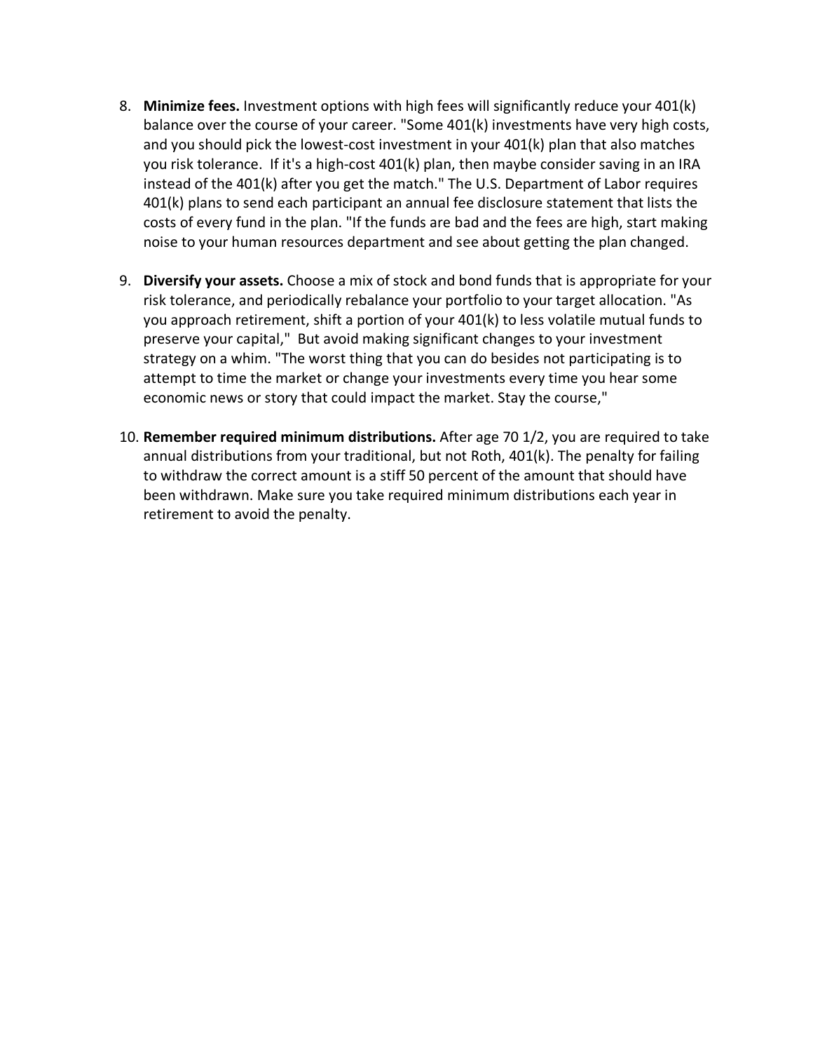8. **Minimize fees.** Investment options with high fees will significantly reduce your 401(k) balance over the course of your career. "Some 401(k) investments have very high costs, and you should pick the lowest-cost investment in your 401(k) plan that also matches you risk tolerance.  If it's a high-cost 401(k) plan, then maybe consider saving in an IRA instead of the 401(k) after you get the match." The U.S. Department of Labor requires 401(k) plans to send each participant an annual fee disclosure statement that lists the costs of every fund in the plan. "If the funds are bad and the fees are high, start making noise to your human resources department and see about getting the plan changed.

9. **Diversify your assets.** Choose a mix of stock and bond funds that is appropriate for your risk tolerance, and periodically rebalance your portfolio to your target allocation. "As you approach retirement, shift a portion of your 401(k) to less volatile mutual funds to preserve your capital,"  But avoid making significant changes to your investment strategy on a whim. "The worst thing that you can do besides not participating is to attempt to time the market or change your investments every time you hear some economic news or story that could impact the market. Stay the course,"

10. **Remember required minimum distributions.** After age 70 1/2, you are required to take annual distributions from your traditional, but not Roth, 401(k). The penalty for failing to withdraw the correct amount is a stiff 50 percent of the amount that should have been withdrawn. Make sure you take required minimum distributions each year in retirement to avoid the penalty.